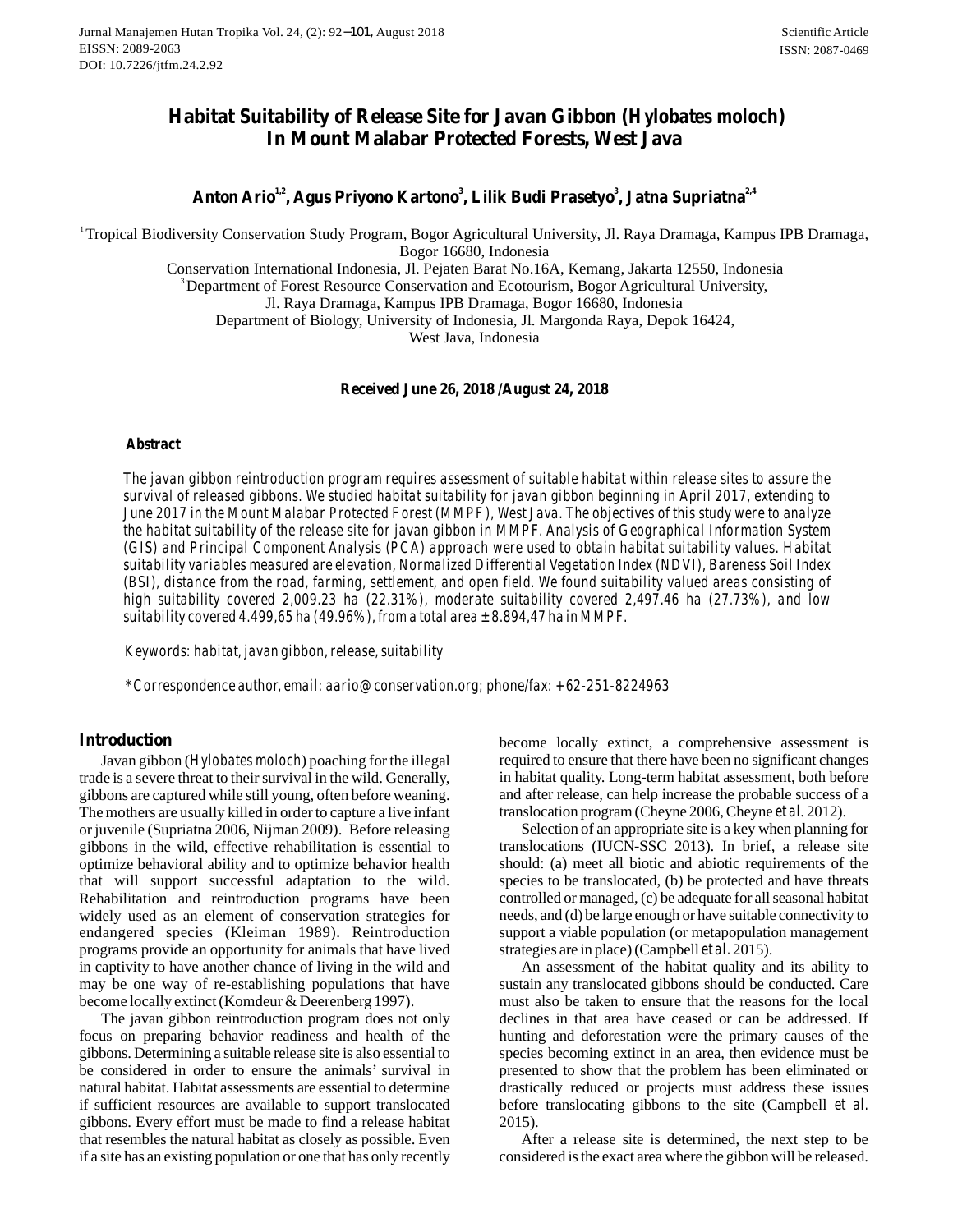# Habitat Suitability of Release Site for Javan Gibbon (*Hylobates moloch*) In Mount Malabar Protected Forests, West Java

**Anton Ario[1,2], Agus Priyono Kartono[3], Lilik Budi Prasetyo[3], Jatna Supriatna[2,4]**

[1] Tropical Biodiversity Conservation Study Program, Bogor Agricultural University, Jl. Raya Dramaga, Kampus IPB Dramaga, Bogor 16680, Indonesia

Conservation International Indonesia, Jl. Pejaten Barat No.16A, Kemang, Jakarta 12550, Indonesia

[3] Department of Forest Resource Conservation and Ecotourism, Bogor Agricultural University, Jl. Raya Dramaga, Kampus IPB Dramaga, Bogor 16680, Indonesia

Department of Biology, University of Indonesia, Jl. Margonda Raya, Depok 16424, West Java, Indonesia

**Received June 26, 2018 /August 24, 2018**

### Abstract

*The javan gibbon reintroduction program requires assessment of suitable habitat within release sites to assure the survival of released gibbons. We studied habitat suitability for javan gibbon beginning in April 2017, extending to June 2017 in the Mount Malabar Protected Forest (MMPF), West Java. The objectives of this study were to analyze the habitat suitability of the release site for javan gibbon in MMPF. Analysis of Geographical Information System (GIS) and Principal Component Analysis (PCA) approach were used to obtain habitat suitability values. Habitat suitability variables measured are elevation, Normalized Differential Vegetation Index (NDVI), Bareness Soil Index (BSI), distance from the road, farming, settlement, and open field. We found suitability valued areas consisting of high suitability covered 2,009.23 ha (22.31%), moderate suitability covered 2,497.46 ha (27.73%), and low suitability covered 4.499,65 ha (49.96%), from a total area ± 8.894,47 ha in MMPF.*

Keywords: habitat, javan gibbon, release, suitability

*Correspondence author, email: aario@conservation.org; phone/fax: +62-251-8224963

## Introduction

Javan gibbon (*Hylobates moloch*) poaching for the illegal trade is a severe threat to their survival in the wild. Generally, gibbons are captured while still young, often before weaning. The mothers are usually killed in order to capture a live infant or juvenile (Supriatna 2006, Nijman 2009). Before releasing gibbons in the wild, effective rehabilitation is essential to optimize behavioral ability and to optimize behavior health that will support successful adaptation to the wild. Rehabilitation and reintroduction programs have been widely used as an element of conservation strategies for endangered species (Kleiman 1989). Reintroduction programs provide an opportunity for animals that have lived in captivity to have another chance of living in the wild and may be one way of re-establishing populations that have become locally extinct (Komdeur & Deerenberg 1997).

The javan gibbon reintroduction program does not only focus on preparing behavior readiness and health of the gibbons. Determining a suitable release site is also essential to be considered in order to ensure the animals' survival in natural habitat. Habitat assessments are essential to determine if sufficient resources are available to support translocated gibbons. Every effort must be made to find a release habitat that resembles the natural habitat as closely as possible. Even if a site has an existing population or one that has only recently become locally extinct, a comprehensive assessment is required to ensure that there have been no significant changes in habitat quality. Long-term habitat assessment, both before and after release, can help increase the probable success of a translocation program (Cheyne 2006, Cheyne *et al.* 2012).

Selection of an appropriate site is a key when planning for translocations (IUCN-SSC 2013). In brief, a release site should: (a) meet all biotic and abiotic requirements of the species to be translocated, (b) be protected and have threats controlled or managed, (c) be adequate for all seasonal habitat needs, and (d) be large enough or have suitable connectivity to support a viable population (or metapopulation management strategies are in place) (Campbell *et al.* 2015).

An assessment of the habitat quality and its ability to sustain any translocated gibbons should be conducted. Care must also be taken to ensure that the reasons for the local declines in that area have ceased or can be addressed. If hunting and deforestation were the primary causes of the species becoming extinct in an area, then evidence must be presented to show that the problem has been eliminated or drastically reduced or projects must address these issues before translocating gibbons to the site (Campbell *et al.* 2015).

After a release site is determined, the next step to be considered is the exact area where the gibbon will be released.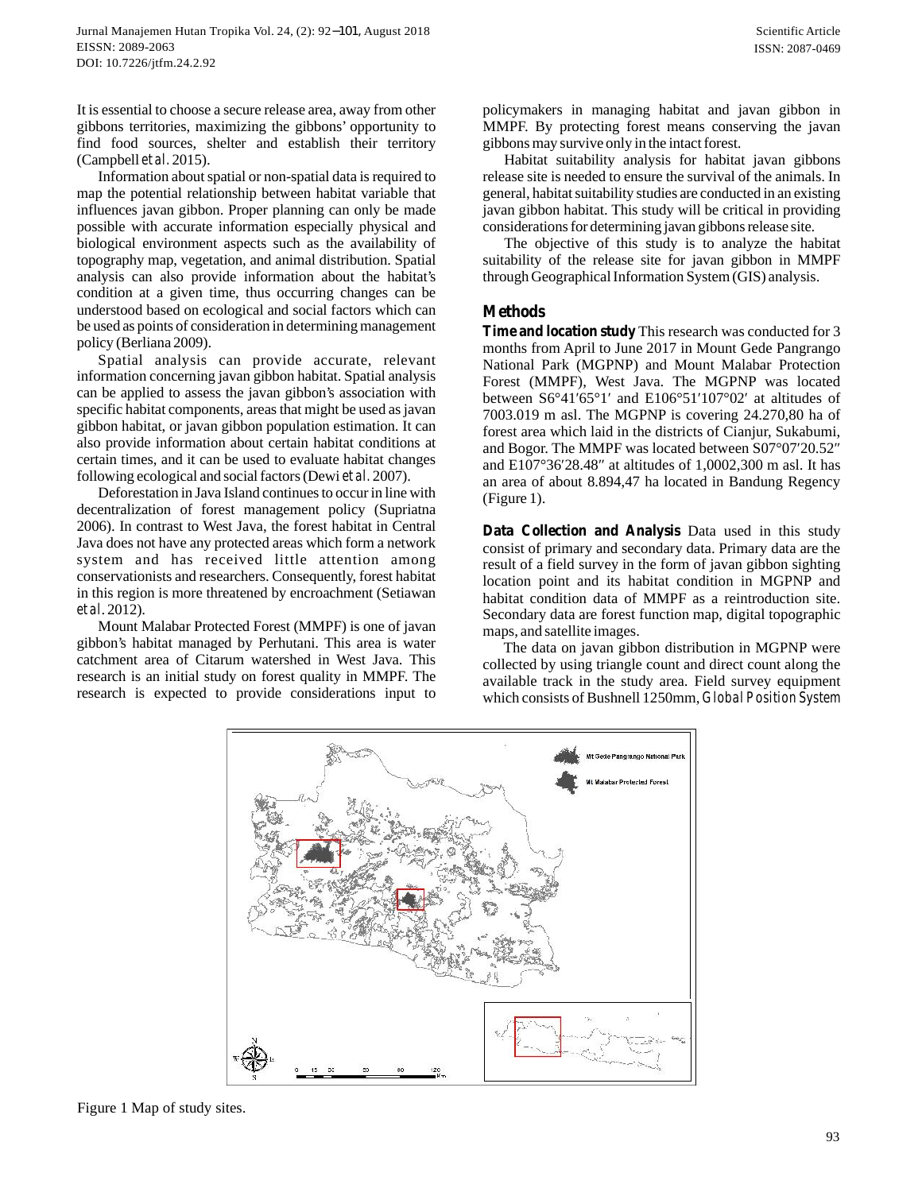It is essential to choose a secure release area, away from other gibbons territories, maximizing the gibbons' opportunity to find food sources, shelter and establish their territory (Campbell *et al.* 2015).

Information about spatial or non-spatial data is required to map the potential relationship between habitat variable that influences javan gibbon. Proper planning can only be made possible with accurate information especially physical and biological environment aspects such as the availability of topography map, vegetation, and animal distribution. Spatial analysis can also provide information about the habitat's condition at a given time, thus occurring changes can be understood based on ecological and social factors which can be used as points of consideration in determining management policy (Berliana 2009).

Spatial analysis can provide accurate, relevant information concerning javan gibbon habitat. Spatial analysis can be applied to assess the javan gibbon's association with specific habitat components, areas that might be used as javan gibbon habitat, or javan gibbon population estimation. It can also provide information about certain habitat conditions at certain times, and it can be used to evaluate habitat changes following ecological and social factors (Dewi *et al.* 2007).

Deforestation in Java Island continues to occur in line with decentralization of forest management policy (Supriatna 2006). In contrast to West Java, the forest habitat in Central Java does not have any protected areas which form a network system and has received little attention among conservationists and researchers. Consequently, forest habitat in this region is more threatened by encroachment (Setiawan *et al.* 2012).

Mount Malabar Protected Forest (MMPF) is one of javan gibbon's habitat managed by Perhutani. This area is water catchment area of Citarum watershed in West Java. This research is an initial study on forest quality in MMPF. The research is expected to provide considerations input to policymakers in managing habitat and javan gibbon in MMPF. By protecting forest means conserving the javan gibbons may survive only in the intact forest.

Habitat suitability analysis for habitat javan gibbons release site is needed to ensure the survival of the animals. In general, habitat suitability studies are conducted in an existing javan gibbon habitat. This study will be critical in providing considerations for determining javan gibbons release site.

The objective of this study is to analyze the habitat suitability of the release site for javan gibbon in MMPF through Geographical Information System (GIS) analysis.

## Methods

**Time and location study** This research was conducted for 3 months from April to June 2017 in Mount Gede Pangrango National Park (MGPNP) and Mount Malabar Protection Forest (MMPF), West Java. The MGPNP was located between S6°41′65°1′ and E106°51′107°02′ at altitudes of 7003.019 m asl. The MGPNP is covering 24.270,80 ha of forest area which laid in the districts of Cianjur, Sukabumi, and Bogor. The MMPF was located between S07°07′20.52″ and E107°36′28.48″ at altitudes of 1,0002,300 m asl. It has an area of about 8.894,47 ha located in Bandung Regency (Figure 1).

**Data Collection and Analysis** Data used in this study consist of primary and secondary data. Primary data are the result of a field survey in the form of javan gibbon sighting location point and its habitat condition in MGPNP and habitat condition data of MMPF as a reintroduction site. Secondary data are forest function map, digital topographic maps, and satellite images.

The data on javan gibbon distribution in MGPNP were collected by using triangle count and direct count along the available track in the study area. Field survey equipment which consists of Bushnell 1250mm, *Global Position System*

Figure 1 Map of study sites.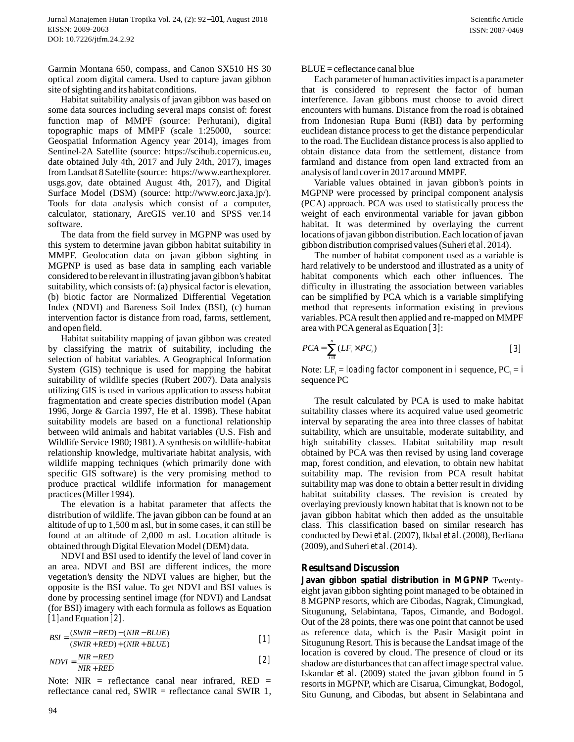Garmin Montana 650, compass, and Canon SX510 HS 30 optical zoom digital camera. Used to capture javan gibbon site of sighting and its habitat conditions.

Habitat suitability analysis of javan gibbon was based on some data sources including several maps consist of: forest function map of MMPF (source: Perhutani), digital topographic maps of MMPF (scale 1:25000, source: Geospatial Information Agency year 2014), images from Sentinel-2A Satellite (source: https://scihub.copernicus.eu, date obtained July 4th, 2017 and July 24th, 2017), images from Landsat 8 Satellite (source: https://www.earthexplorer.usgs.gov, date obtained August 4th, 2017), and Digital Surface Model (DSM) (source: http://www.eorc.jaxa.jp/). Tools for data analysis which consist of a computer, calculator, stationary, ArcGIS ver.10 and SPSS ver.14 software.

The data from the field survey in MGPNP was used by this system to determine javan gibbon habitat suitability in MMPF. Geolocation data on javan gibbon sighting in MGPNP is used as base data in sampling each variable considered to be relevant in illustrating javan gibbon's habitat suitability, which consists of: (a) physical factor is elevation, (b) biotic factor are Normalized Differential Vegetation Index (NDVI) and Bareness Soil Index (BSI), (c) human intervention factor is distance from road, farms, settlement, and open field.

Habitat suitability mapping of javan gibbon was created by classifying the matrix of suitability, including the selection of habitat variables. A Geographical Information System (GIS) technique is used for mapping the habitat suitability of wildlife species (Rubert 2007). Data analysis utilizing GIS is used in various application to assess habitat fragmentation and create species distribution model (Apan 1996, Jorge & Garcia 1997, He *et al.* 1998). These habitat suitability models are based on a functional relationship between wild animals and habitat variables (U.S. Fish and Wildlife Service 1980; 1981). A synthesis on wildlife-habitat relationship knowledge, multivariate habitat analysis, with wildlife mapping techniques (which primarily done with specific GIS software) is the very promising method to produce practical wildlife information for management practices (Miller 1994).

The elevation is a habitat parameter that affects the distribution of wildlife. The javan gibbon can be found at an altitude of up to 1,500 m asl, but in some cases, it can still be found at an altitude of 2,000 m asl. Location altitude is obtained through Digital Elevation Model (DEM) data.

NDVI and BSI used to identify the level of land cover in an area. NDVI and BSI are different indices, the more vegetation's density the NDVI values are higher, but the opposite is the BSI value. To get NDVI and BSI values is done by processing sentinel image (for NDVI) and Landsat (for BSI) imagery with each formula as follows as Equation [1] and Equation [2].

$$BSI = \frac{(SWIR - RED) - (NIR - BLUE)}{(SWIR + RED) + (NIR + BLUE)} \quad [1]$$

$$NDVI = \frac{NIR - RED}{NIR + RED} \quad [2]$$

Note: NIR = reflectance canal near infrared, RED = reflectance canal red, SWIR = reflectance canal SWIR 1, BLUE = ceflectance canal blue

Each parameter of human activities impact is a parameter that is considered to represent the factor of human interference. Javan gibbons must choose to avoid direct encounters with humans. Distance from the road is obtained from Indonesian Rupa Bumi (RBI) data by performing euclidean distance process to get the distance perpendicular to the road. The Euclidean distance process is also applied to obtain distance data from the settlement, distance from farmland and distance from open land extracted from an analysis of land cover in 2017 around MMPF.

Variable values obtained in javan gibbon's points in MGPNP were processed by principal component analysis (PCA) approach. PCA was used to statistically process the weight of each environmental variable for javan gibbon habitat. It was determined by overlaying the current locations of javan gibbon distribution. Each location of javan gibbon distribution comprised values (Suheri *et al.* 2014).

The number of habitat component used as a variable is hard relatively to be understood and illustrated as a unity of habitat components which each other influences. The difficulty in illustrating the association between variables can be simplified by PCA which is a variable simplifying method that represents information existing in previous variables. PCA result then applied and re-mapped on MMPF area with PCA general as Equation [3]:

$$PCA = \sum_{i=1}^{n} (LF_i \times PC_i) \quad [3]$$

Note: $LF_i$ = *loading factor* component in i sequence, $PC_i$ = i sequence PC

The result calculated by PCA is used to make habitat suitability classes where its acquired value used geometric interval by separating the area into three classes of habitat suitability, which are unsuitable, moderate suitability, and high suitability classes. Habitat suitability map result obtained by PCA was then revised by using land coverage map, forest condition, and elevation, to obtain new habitat suitability map. The revision from PCA result habitat suitability map was done to obtain a better result in dividing habitat suitability classes. The revision is created by overlaying previously known habitat that is known not to be javan gibbon habitat which then added as the unsuitable class. This classification based on similar research has conducted by Dewi *et al.* (2007), Ikbal *et al.* (2008), Berliana (2009), and Suheri *et al.* (2014).

## Results and Discussion

**Javan gibbon spatial distribution in MGPNP** Twenty-eight javan gibbon sighting point managed to be obtained in 8 MGPNP resorts, which are Cibodas, Nagrak, Cimungkad, Situgunung, Selabintana, Tapos, Cimande, and Bodogol. Out of the 28 points, there was one point that cannot be used as reference data, which is the Pasir Masigit point in Situgunung Resort. This is because the Landsat image of the location is covered by cloud. The presence of cloud or its shadow are disturbances that can affect image spectral value. Iskandar *et al.* (2009) stated the javan gibbon found in 5 resorts in MGPNP, which are Cisarua, Cimungkat, Bodogol, Situ Gunung, and Cibodas, but absent in Selabintana and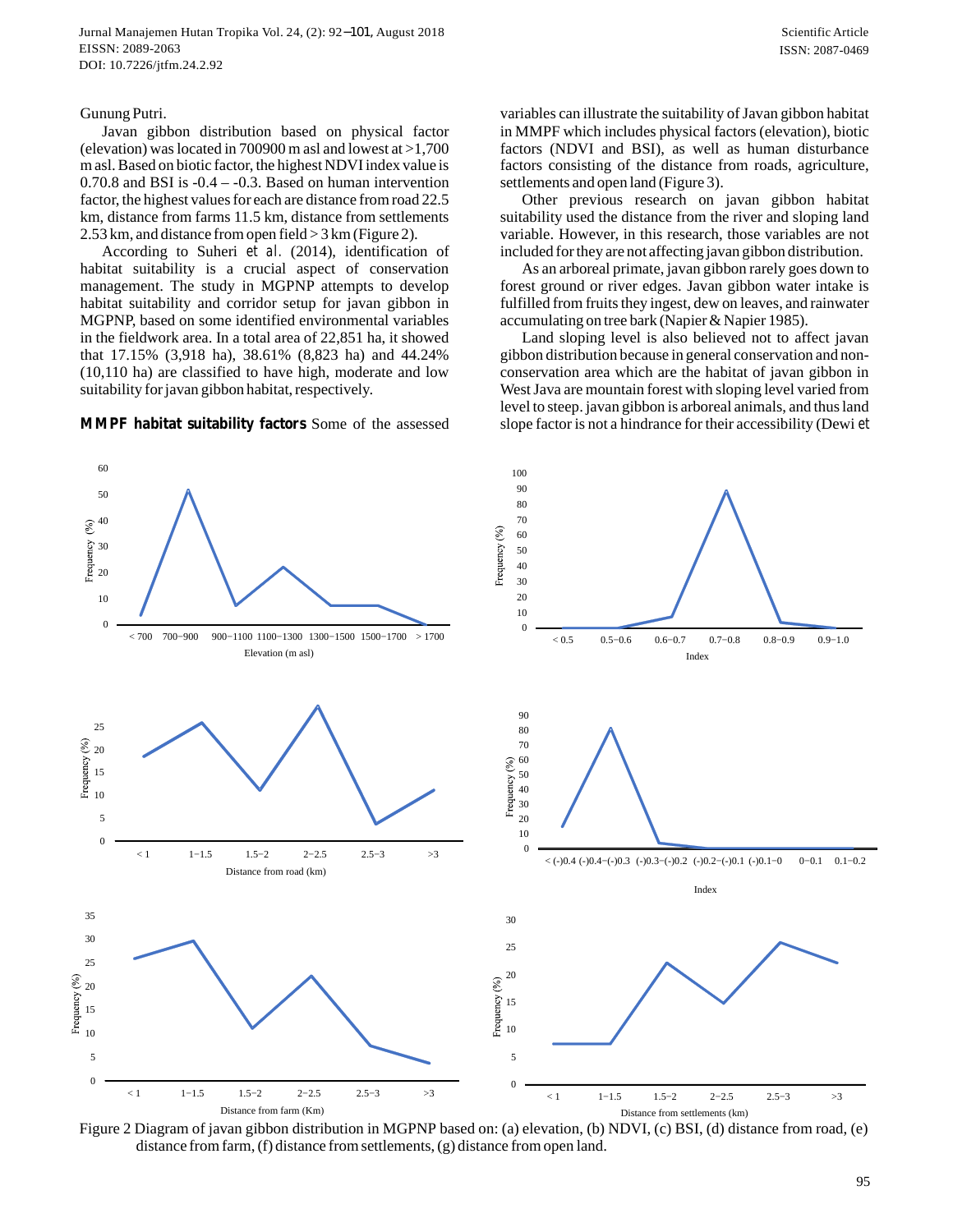Gunung Putri.

Javan gibbon distribution based on physical factor (elevation) was located in 700900 m asl and lowest at >1,700 m asl. Based on biotic factor, the highest NDVI index value is 0.70.8 and BSI is -0.4 – -0.3. Based on human intervention factor, the highest values for each are distance from road 22.5 km, distance from farms 11.5 km, distance from settlements 2.53 km, and distance from open field > 3 km (Figure 2).

According to Suheri *et al.* (2014), identification of habitat suitability is a crucial aspect of conservation management. The study in MGPNP attempts to develop habitat suitability and corridor setup for javan gibbon in MGPNP, based on some identified environmental variables in the fieldwork area. In a total area of 22,851 ha, it showed that 17.15% (3,918 ha), 38.61% (8,823 ha) and 44.24% (10,110 ha) are classified to have high, moderate and low suitability for javan gibbon habitat, respectively.

**MMPF habitat suitability factors** Some of the assessed variables can illustrate the suitability of Javan gibbon habitat in MMPF which includes physical factors (elevation), biotic factors (NDVI and BSI), as well as human disturbance factors consisting of the distance from roads, agriculture, settlements and open land (Figure 3).

Other previous research on javan gibbon habitat suitability used the distance from the river and sloping land variable. However, in this research, those variables are not included for they are not affecting javan gibbon distribution.

As an arboreal primate, javan gibbon rarely goes down to forest ground or river edges. Javan gibbon water intake is fulfilled from fruits they ingest, dew on leaves, and rainwater accumulating on tree bark (Napier & Napier 1985).

Land sloping level is also believed not to affect javan gibbon distribution because in general conservation and non-conservation area which are the habitat of javan gibbon in West Java are mountain forest with sloping level varied from level to steep. javan gibbon is arboreal animals, and thus land slope factor is not a hindrance for their accessibility (Dewi *et*

Figure 2 Diagram of javan gibbon distribution in MGPNP based on: (a) elevation, (b) NDVI, (c) BSI, (d) distance from road, (e) distance from farm, (f) distance from settlements, (g) distance from open land.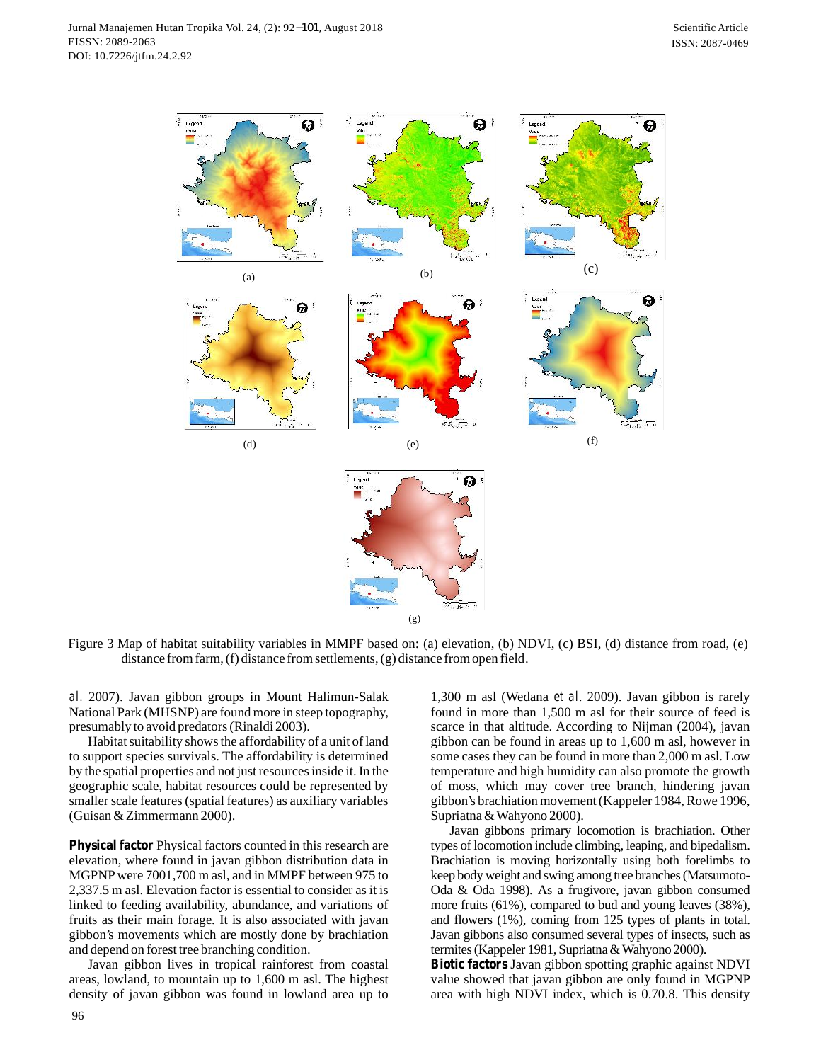Figure 3 Map of habitat suitability variables in MMPF based on: (a) elevation, (b) NDVI, (c) BSI, (d) distance from road, (e) distance from farm, (f) distance from settlements, (g) distance from open field.

*al*. 2007). Javan gibbon groups in Mount Halimun-Salak National Park (MHSNP) are found more in steep topography, presumably to avoid predators (Rinaldi 2003).

Habitat suitability shows the affordability of a unit of land to support species survivals. The affordability is determined by the spatial properties and not just resources inside it. In the geographic scale, habitat resources could be represented by smaller scale features (spatial features) as auxiliary variables (Guisan & Zimmermann 2000).

**Physical factor** Physical factors counted in this research are elevation, where found in javan gibbon distribution data in MGPNP were 7001,700 m asl, and in MMPF between 975 to 2,337.5 m asl. Elevation factor is essential to consider as it is linked to feeding availability, abundance, and variations of fruits as their main forage. It is also associated with javan gibbon's movements which are mostly done by brachiation and depend on forest tree branching condition.

Javan gibbon lives in tropical rainforest from coastal areas, lowland, to mountain up to 1,600 m asl. The highest density of javan gibbon was found in lowland area up to 1,300 m asl (Wedana *et al*. 2009). Javan gibbon is rarely found in more than 1,500 m asl for their source of feed is scarce in that altitude. According to Nijman (2004), javan gibbon can be found in areas up to 1,600 m asl, however in some cases they can be found in more than 2,000 m asl. Low temperature and high humidity can also promote the growth of moss, which may cover tree branch, hindering javan gibbon's brachiation movement (Kappeler 1984, Rowe 1996, Supriatna & Wahyono 2000).

Javan gibbons primary locomotion is brachiation. Other types of locomotion include climbing, leaping, and bipedalism. Brachiation is moving horizontally using both forelimbs to keep body weight and swing among tree branches (Matsumoto-Oda & Oda 1998). As a frugivore, javan gibbon consumed more fruits (61%), compared to bud and young leaves (38%), and flowers (1%), coming from 125 types of plants in total. Javan gibbons also consumed several types of insects, such as termites (Kappeler 1981, Supriatna & Wahyono 2000).

**Biotic factors** Javan gibbon spotting graphic against NDVI value showed that javan gibbon are only found in MGPNP area with high NDVI index, which is 0.70.8. This density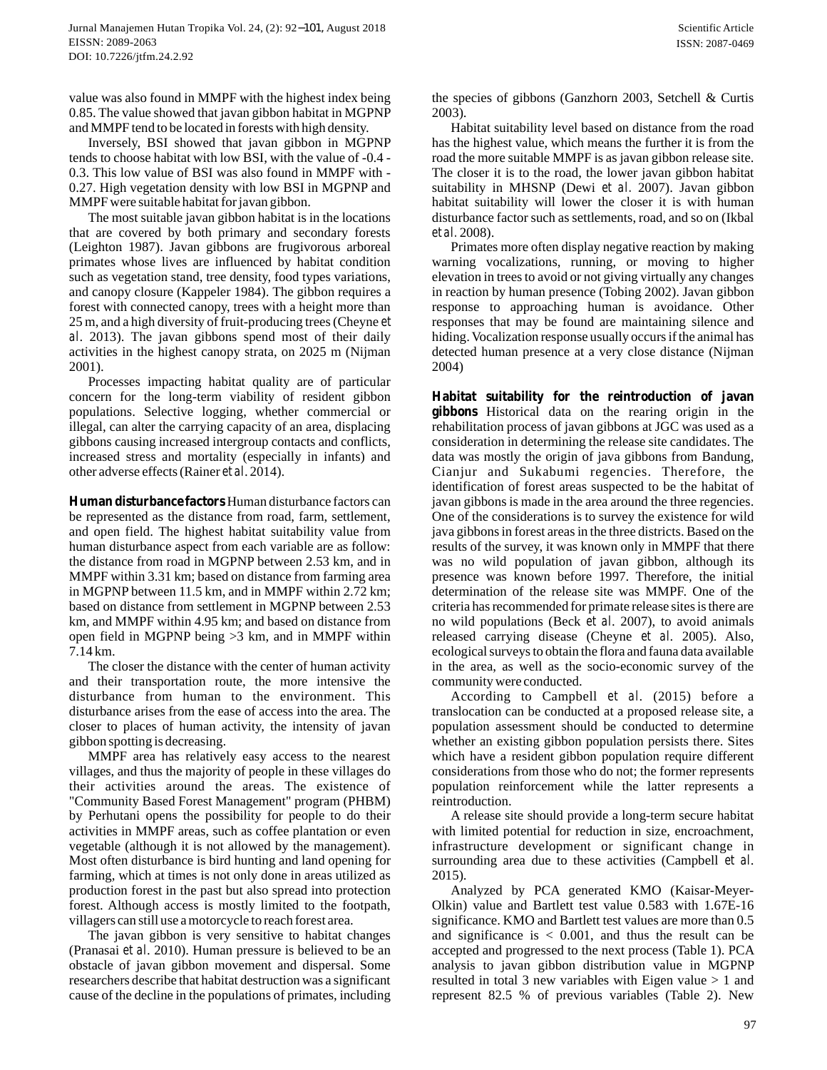value was also found in MMPF with the highest index being 0.85. The value showed that javan gibbon habitat in MGPNP and MMPF tend to be located in forests with high density.

Inversely, BSI showed that javan gibbon in MGPNP tends to choose habitat with low BSI, with the value of -0.4 - 0.3. This low value of BSI was also found in MMPF with -0.27. High vegetation density with low BSI in MGPNP and MMPF were suitable habitat for javan gibbon.

The most suitable javan gibbon habitat is in the locations that are covered by both primary and secondary forests (Leighton 1987). Javan gibbons are frugivorous arboreal primates whose lives are influenced by habitat condition such as vegetation stand, tree density, food types variations, and canopy closure (Kappeler 1984). The gibbon requires a forest with connected canopy, trees with a height more than 25 m, and a high diversity of fruit-producing trees (Cheyne *et al.* 2013). The javan gibbons spend most of their daily activities in the highest canopy strata, on 2025 m (Nijman 2001).

Processes impacting habitat quality are of particular concern for the long-term viability of resident gibbon populations. Selective logging, whether commercial or illegal, can alter the carrying capacity of an area, displacing gibbons causing increased intergroup contacts and conflicts, increased stress and mortality (especially in infants) and other adverse effects (Rainer *et al.* 2014).

**Human disturbance factors** Human disturbance factors can be represented as the distance from road, farm, settlement, and open field. The highest habitat suitability value from human disturbance aspect from each variable are as follow: the distance from road in MGPNP between 2.53 km, and in MMPF within 3.31 km; based on distance from farming area in MGPNP between 11.5 km, and in MMPF within 2.72 km; based on distance from settlement in MGPNP between 2.53 km, and MMPF within 4.95 km; and based on distance from open field in MGPNP being >3 km, and in MMPF within 7.14 km.

The closer the distance with the center of human activity and their transportation route, the more intensive the disturbance from human to the environment. This disturbance arises from the ease of access into the area. The closer to places of human activity, the intensity of javan gibbon spotting is decreasing.

MMPF area has relatively easy access to the nearest villages, and thus the majority of people in these villages do their activities around the areas. The existence of "Community Based Forest Management" program (PHBM) by Perhutani opens the possibility for people to do their activities in MMPF areas, such as coffee plantation or even vegetable (although it is not allowed by the management). Most often disturbance is bird hunting and land opening for farming, which at times is not only done in areas utilized as production forest in the past but also spread into protection forest. Although access is mostly limited to the footpath, villagers can still use a motorcycle to reach forest area.

The javan gibbon is very sensitive to habitat changes (Pranasai *et al.* 2010). Human pressure is believed to be an obstacle of javan gibbon movement and dispersal. Some researchers describe that habitat destruction was a significant cause of the decline in the populations of primates, including the species of gibbons (Ganzhorn 2003, Setchell & Curtis 2003).

Habitat suitability level based on distance from the road has the highest value, which means the further it is from the road the more suitable MMPF is as javan gibbon release site. The closer it is to the road, the lower javan gibbon habitat suitability in MHSNP (Dewi *et al.* 2007). Javan gibbon habitat suitability will lower the closer it is with human disturbance factor such as settlements, road, and so on (Ikbal *et al.* 2008).

Primates more often display negative reaction by making warning vocalizations, running, or moving to higher elevation in trees to avoid or not giving virtually any changes in reaction by human presence (Tobing 2002). Javan gibbon response to approaching human is avoidance. Other responses that may be found are maintaining silence and hiding. Vocalization response usually occurs if the animal has detected human presence at a very close distance (Nijman 2004)

**Habitat suitability for the reintroduction of javan gibbons** Historical data on the rearing origin in the rehabilitation process of javan gibbons at JGC was used as a consideration in determining the release site candidates. The data was mostly the origin of java gibbons from Bandung, Cianjur and Sukabumi regencies. Therefore, the identification of forest areas suspected to be the habitat of javan gibbons is made in the area around the three regencies. One of the considerations is to survey the existence for wild java gibbons in forest areas in the three districts. Based on the results of the survey, it was known only in MMPF that there was no wild population of javan gibbon, although its presence was known before 1997. Therefore, the initial determination of the release site was MMPF. One of the criteria has recommended for primate release sites is there are no wild populations (Beck *et al.* 2007), to avoid animals released carrying disease (Cheyne *et al.* 2005). Also, ecological surveys to obtain the flora and fauna data available in the area, as well as the socio-economic survey of the community were conducted.

According to Campbell *et al.* (2015) before a translocation can be conducted at a proposed release site, a population assessment should be conducted to determine whether an existing gibbon population persists there. Sites which have a resident gibbon population require different considerations from those who do not; the former represents population reinforcement while the latter represents a reintroduction.

A release site should provide a long-term secure habitat with limited potential for reduction in size, encroachment, infrastructure development or significant change in surrounding area due to these activities (Campbell *et al.* 2015).

Analyzed by PCA generated KMO (Kaisar-Meyer-Olkin) value and Bartlett test value 0.583 with 1.67E-16 significance. KMO and Bartlett test values are more than 0.5 and significance is < 0.001, and thus the result can be accepted and progressed to the next process (Table 1). PCA analysis to javan gibbon distribution value in MGPNP resulted in total 3 new variables with Eigen value > 1 and represent 82.5 % of previous variables (Table 2). New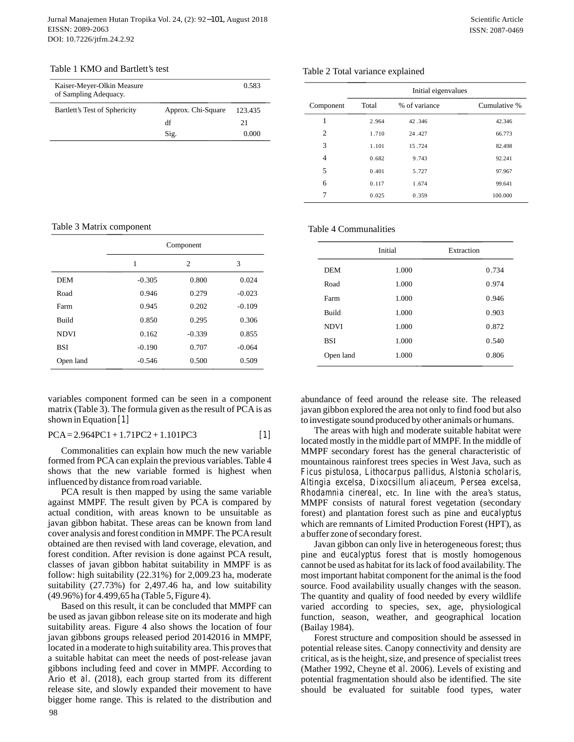Table 1 KMO and Bartlett's test

| | | |
|---|---|---|
| Kaiser-Meyer-Olkin Measure of Sampling Adequacy. | | 0.583 |
| Bartlett's Test of Sphericity | Approx. Chi-Square | 123.435 |
| | df | 21 |
| | Sig. | 0.000 |

Table 2 Total variance explained

| Component | Initial eigenvalues | | |
|---|---|---|---|
| | Total | % of variance | Cumulative % |
| 1 | 2.964 | 42.346 | 42.346 |
| 2 | 1.710 | 24.427 | 66.773 |
| 3 | 1.101 | 15.724 | 82.498 |
| 4 | 0.682 | 9.743 | 92.241 |
| 5 | 0.401 | 5.727 | 97.967 |
| 6 | 0.117 | 1.674 | 99.641 |
| 7 | 0.025 | 0.359 | 100.000 |

Table 3 Matrix component

| | Component | | |
|---|---|---|---|
| | 1 | 2 | 3 |
| DEM | -0.305 | 0.800 | 0.024 |
| Road | 0.946 | 0.279 | -0.023 |
| Farm | 0.945 | 0.202 | -0.109 |
| Build | 0.850 | 0.295 | 0.306 |
| NDVI | 0.162 | -0.339 | 0.855 |
| BSI | -0.190 | 0.707 | -0.064 |
| Open land | -0.546 | 0.500 | 0.509 |

Table 4 Communalities

| | Initial | Extraction |
|---|---|---|
| DEM | 1.000 | 0.734 |
| Road | 1.000 | 0.974 |
| Farm | 1.000 | 0.946 |
| Build | 1.000 | 0.903 |
| NDVI | 1.000 | 0.872 |
| BSI | 1.000 | 0.540 |
| Open land | 1.000 | 0.806 |

variables component formed can be seen in a component matrix (Table 3). The formula given as the result of PCA is as shown in Equation [1]

$$PCA = 2.964PC1 + 1.71PC2 + 1.101PC3 \qquad [1]$$

Commonalities can explain how much the new variable formed from PCA can explain the previous variables. Table 4 shows that the new variable formed is highest when influenced by distance from road variable.

PCA result is then mapped by using the same variable against MMPF. The result given by PCA is compared by actual condition, with areas known to be unsuitable as javan gibbon habitat. These areas can be known from land cover analysis and forest condition in MMPF. The PCA result obtained are then revised with land coverage, elevation, and forest condition. After revision is done against PCA result, classes of javan gibbon habitat suitability in MMPF is as follow: high suitability (22.31%) for 2,009.23 ha, moderate suitability (27.73%) for 2,497.46 ha, and low suitability (49.96%) for 4.499,65 ha (Table 5, Figure 4).

Based on this result, it can be concluded that MMPF can be used as javan gibbon release site on its moderate and high suitability areas. Figure 4 also shows the location of four javan gibbons groups released period 20142016 in MMPF, located in a moderate to high suitability area. This proves that a suitable habitat can meet the needs of post-release javan gibbons including feed and cover in MMPF. According to Ario *et al.* (2018), each group started from its different release site, and slowly expanded their movement to have bigger home range. This is related to the distribution and abundance of feed around the release site. The released javan gibbon explored the area not only to find food but also to investigate sound produced by other animals or humans.

The areas with high and moderate suitable habitat were located mostly in the middle part of MMPF. In the middle of MMPF secondary forest has the general characteristic of mountainous rainforest trees species in West Java, such as *Ficus pistulosa*, *Lithocarpus pallidus*, *Alstonia scholaris*, *Altingia excelsa*, *Dixocsillum aliaceum*, *Persea excelsa*, *Rhodamnia cinereal*, etc. In line with the area's status, MMPF consists of natural forest vegetation (secondary forest) and plantation forest such as pine and *eucalyptus* which are remnants of Limited Production Forest (HPT), as a buffer zone of secondary forest.

Javan gibbon can only live in heterogeneous forest; thus pine and *eucalyptus* forest that is mostly homogenous cannot be used as habitat for its lack of food availability. The most important habitat component for the animal is the food source. Food availability usually changes with the season. The quantity and quality of food needed by every wildlife varied according to species, sex, age, physiological function, season, weather, and geographical location (Bailay 1984).

Forest structure and composition should be assessed in potential release sites. Canopy connectivity and density are critical, as is the height, size, and presence of specialist trees (Mather 1992, Cheyne *et al.* 2006). Levels of existing and potential fragmentation should also be identified. The site should be evaluated for suitable food types, water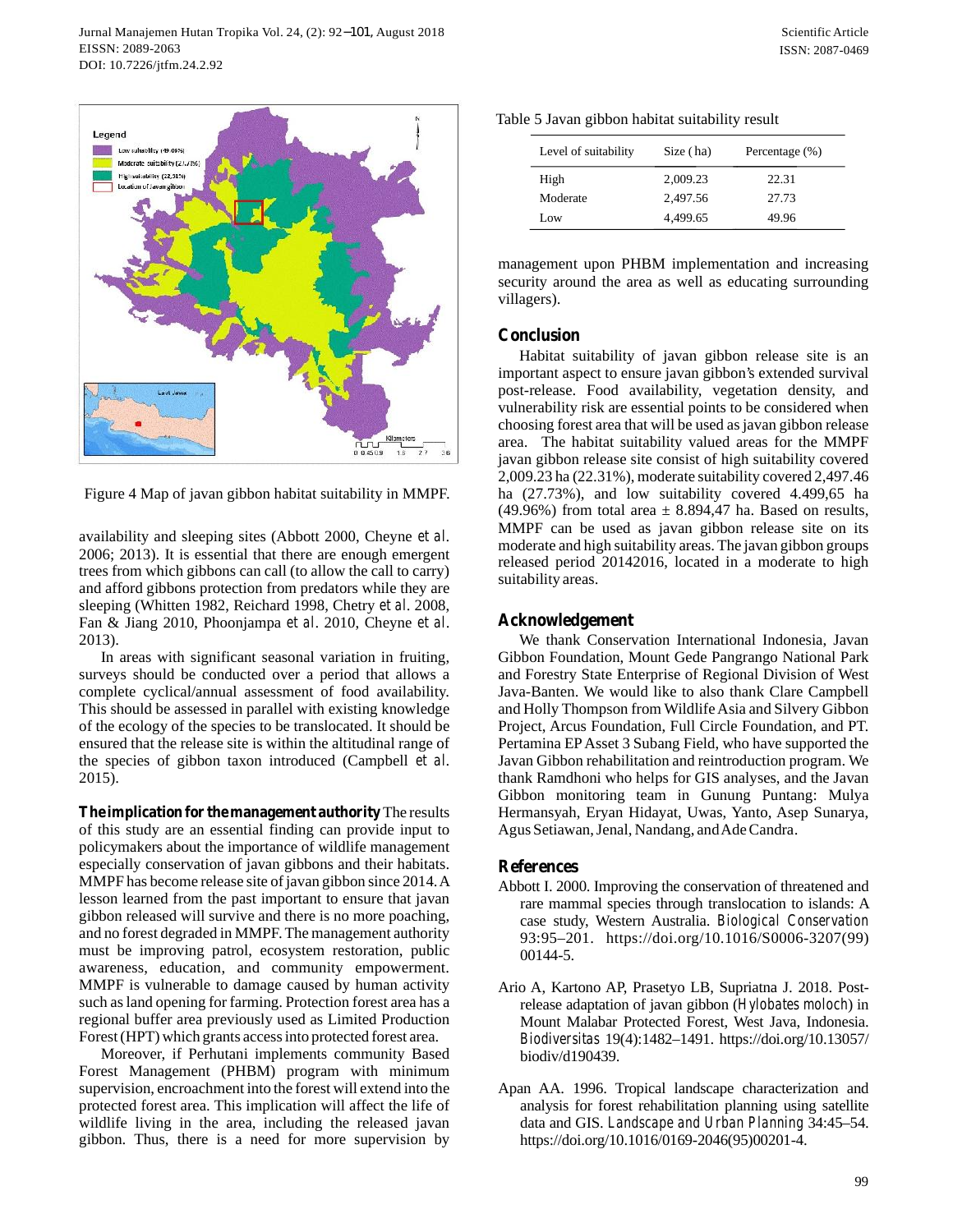Figure 4 Map of javan gibbon habitat suitability in MMPF.

availability and sleeping sites (Abbott 2000, Cheyne *et al*. 2006; 2013). It is essential that there are enough emergent trees from which gibbons can call (to allow the call to carry) and afford gibbons protection from predators while they are sleeping (Whitten 1982, Reichard 1998, Chetry *et al*. 2008, Fan & Jiang 2010, Phoonjampa *et al*. 2010, Cheyne *et al*. 2013).

In areas with significant seasonal variation in fruiting, surveys should be conducted over a period that allows a complete cyclical/annual assessment of food availability. This should be assessed in parallel with existing knowledge of the ecology of the species to be translocated. It should be ensured that the release site is within the altitudinal range of the species of gibbon taxon introduced (Campbell *et al*. 2015).

**The implication for the management authority** The results of this study are an essential finding can provide input to policymakers about the importance of wildlife management especially conservation of javan gibbons and their habitats. MMPF has become release site of javan gibbon since 2014. A lesson learned from the past important to ensure that javan gibbon released will survive and there is no more poaching, and no forest degraded in MMPF. The management authority must be improving patrol, ecosystem restoration, public awareness, education, and community empowerment. MMPF is vulnerable to damage caused by human activity such as land opening for farming. Protection forest area has a regional buffer area previously used as Limited Production Forest (HPT) which grants access into protected forest area.

Moreover, if Perhutani implements community Based Forest Management (PHBM) program with minimum supervision, encroachment into the forest will extend into the protected forest area. This implication will affect the life of wildlife living in the area, including the released javan gibbon. Thus, there is a need for more supervision by

Table 5 Javan gibbon habitat suitability result

| Level of suitability | Size (ha) | Percentage (%) |
|---|---|---|
| High | 2,009.23 | 22.31 |
| Moderate | 2,497.56 | 27.73 |
| Low | 4,499.65 | 49.96 |

management upon PHBM implementation and increasing security around the area as well as educating surrounding villagers).

## Conclusion

Habitat suitability of javan gibbon release site is an important aspect to ensure javan gibbon's extended survival post-release. Food availability, vegetation density, and vulnerability risk are essential points to be considered when choosing forest area that will be used as javan gibbon release area. The habitat suitability valued areas for the MMPF javan gibbon release site consist of high suitability covered 2,009.23 ha (22.31%), moderate suitability covered 2,497.46 ha (27.73%), and low suitability covered 4.499,65 ha (49.96%) from total area ± 8.894,47 ha. Based on results, MMPF can be used as javan gibbon release site on its moderate and high suitability areas. The javan gibbon groups released period 20142016, located in a moderate to high suitability areas.

## Acknowledgement

We thank Conservation International Indonesia, Javan Gibbon Foundation, Mount Gede Pangrango National Park and Forestry State Enterprise of Regional Division of West Java-Banten. We would like to also thank Clare Campbell and Holly Thompson from Wildlife Asia and Silvery Gibbon Project, Arcus Foundation, Full Circle Foundation, and PT. Pertamina EP Asset 3 Subang Field, who have supported the Javan Gibbon rehabilitation and reintroduction program. We thank Ramdhoni who helps for GIS analyses, and the Javan Gibbon monitoring team in Gunung Puntang: Mulya Hermansyah, Eryan Hidayat, Uwas, Yanto, Asep Sunarya, Agus Setiawan, Jenal, Nandang, and Ade Candra.

## References

Abbott I. 2000. Improving the conservation of threatened and rare mammal species through translocation to islands: A case study, Western Australia. *Biological Conservation* 93:95–201. https://doi.org/10.1016/S0006-3207(99)00144-5.

Ario A, Kartono AP, Prasetyo LB, Supriatna J. 2018. Post-release adaptation of javan gibbon (*Hylobates moloch*) in Mount Malabar Protected Forest, West Java, Indonesia. *Biodiversitas* 19(4):1482–1491. https://doi.org/10.13057/biodiv/d190439.

Apan AA. 1996. Tropical landscape characterization and analysis for forest rehabilitation planning using satellite data and GIS. *Landscape and Urban Planning* 34:45–54. https://doi.org/10.1016/0169-2046(95)00201-4.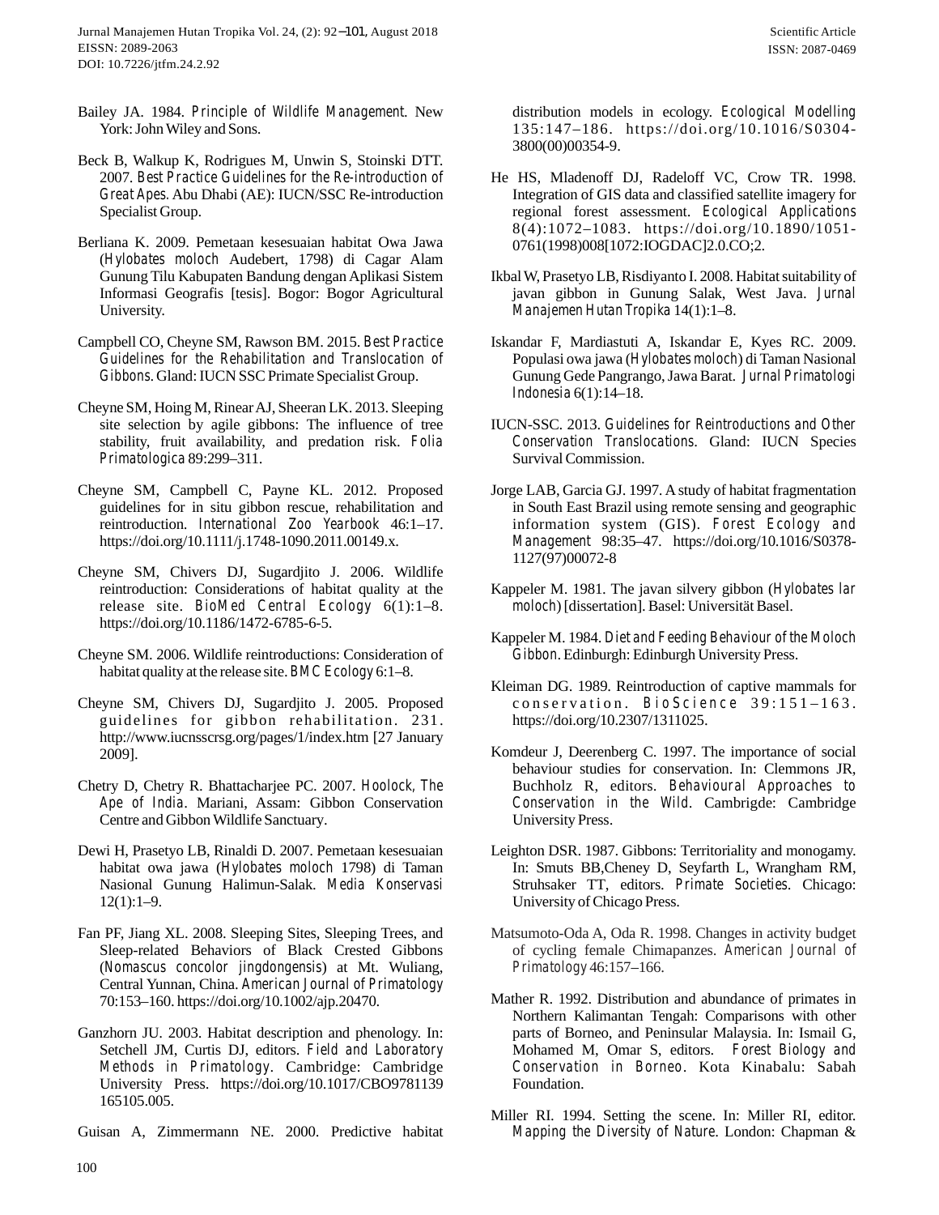Bailey JA. 1984. *Principle of Wildlife Management*. New York: John Wiley and Sons.

Beck B, Walkup K, Rodrigues M, Unwin S, Stoinski DTT. 2007. *Best Practice Guidelines for the Re-introduction of Great Apes*. Abu Dhabi (AE): IUCN/SSC Re-introduction Specialist Group.

Berliana K. 2009. Pemetaan kesesuaian habitat Owa Jawa (*Hylobates moloch* Audebert, 1798) di Cagar Alam Gunung Tilu Kabupaten Bandung dengan Aplikasi Sistem Informasi Geografis [tesis]. Bogor: Bogor Agricultural University.

Campbell CO, Cheyne SM, Rawson BM. 2015. *Best Practice Guidelines for the Rehabilitation and Translocation of Gibbons*. Gland: IUCN SSC Primate Specialist Group.

Cheyne SM, Hoing M, Rinear AJ, Sheeran LK. 2013. Sleeping site selection by agile gibbons: The influence of tree stability, fruit availability, and predation risk. *Folia Primatologica* 89:299–311.

Cheyne SM, Campbell C, Payne KL. 2012. Proposed guidelines for in situ gibbon rescue, rehabilitation and reintroduction. *International Zoo Yearbook* 46:1–17. https://doi.org/10.1111/j.1748-1090.2011.00149.x.

Cheyne SM, Chivers DJ, Sugardjito J. 2006. Wildlife reintroduction: Considerations of habitat quality at the release site. *BioMed Central Ecology* 6(1):1–8. https://doi.org/10.1186/1472-6785-6-5.

Cheyne SM. 2006. Wildlife reintroductions: Consideration of habitat quality at the release site. *BMC Ecology* 6:1–8.

Cheyne SM, Chivers DJ, Sugardjito J. 2005. Proposed guidelines for gibbon rehabilitation. 231. http://www.iucnsscrsg.org/pages/1/index.htm [27 January 2009].

Chetry D, Chetry R. Bhattacharjee PC. 2007. *Hoolock, The Ape of India*. Mariani, Assam: Gibbon Conservation Centre and Gibbon Wildlife Sanctuary.

Dewi H, Prasetyo LB, Rinaldi D. 2007. Pemetaan kesesuaian habitat owa jawa (*Hylobates moloch* 1798) di Taman Nasional Gunung Halimun-Salak. *Media Konservasi* 12(1):1–9.

Fan PF, Jiang XL. 2008. Sleeping Sites, Sleeping Trees, and Sleep-related Behaviors of Black Crested Gibbons (*Nomascus concolor jingdongensis*) at Mt. Wuliang, Central Yunnan, China. *American Journal of Primatology* 70:153–160. https://doi.org/10.1002/ajp.20470.

Ganzhorn JU. 2003. Habitat description and phenology. In: Setchell JM, Curtis DJ, editors. *Field and Laboratory Methods in Primatology*. Cambridge: Cambridge University Press. https://doi.org/10.1017/CBO9781139165105.005.

Guisan A, Zimmermann NE. 2000. Predictive habitat distribution models in ecology. *Ecological Modelling* 135:147–186. https://doi.org/10.1016/S0304-3800(00)00354-9.

He HS, Mladenoff DJ, Radeloff VC, Crow TR. 1998. Integration of GIS data and classified satellite imagery for regional forest assessment. *Ecological Applications* 8(4):1072–1083. https://doi.org/10.1890/1051-0761(1998)008[1072:IOGDAC]2.0.CO;2.

Ikbal W, Prasetyo LB, Risdiyanto I. 2008. Habitat suitability of javan gibbon in Gunung Salak, West Java. *Jurnal Manajemen Hutan Tropika* 14(1):1–8.

Iskandar F, Mardiastuti A, Iskandar E, Kyes RC. 2009. Populasi owa jawa (*Hylobates moloch*) di Taman Nasional Gunung Gede Pangrango, Jawa Barat. *Jurnal Primatologi Indonesia* 6(1):14–18.

IUCN-SSC. 2013. *Guidelines for Reintroductions and Other Conservation Translocations*. Gland: IUCN Species Survival Commission.

Jorge LAB, Garcia GJ. 1997. A study of habitat fragmentation in South East Brazil using remote sensing and geographic information system (GIS). *Forest Ecology and Management* 98:35–47. https://doi.org/10.1016/S0378-1127(97)00072-8

Kappeler M. 1981. The javan silvery gibbon (*Hylobates lar moloch*) [dissertation]. Basel: Universität Basel.

Kappeler M. 1984. *Diet and Feeding Behaviour of the Moloch Gibbon*. Edinburgh: Edinburgh University Press.

Kleiman DG. 1989. Reintroduction of captive mammals for conservation. *BioScience* 39:151–163. https://doi.org/10.2307/1311025.

Komdeur J, Deerenberg C. 1997. The importance of social behaviour studies for conservation. In: Clemmons JR, Buchholz R, editors. *Behavioural Approaches to Conservation in the Wild*. Cambrigde: Cambridge University Press.

Leighton DSR. 1987. Gibbons: Territoriality and monogamy. In: Smuts BB,Cheney D, Seyfarth L, Wrangham RM, Struhsaker TT, editors. *Primate Societies*. Chicago: University of Chicago Press.

Matsumoto-Oda A, Oda R. 1998. Changes in activity budget of cycling female Chimapanzes. *American Journal of Primatology* 46:157–166.

Mather R. 1992. Distribution and abundance of primates in Northern Kalimantan Tengah: Comparisons with other parts of Borneo, and Peninsular Malaysia. In: Ismail G, Mohamed M, Omar S, editors. *Forest Biology and Conservation in Borneo*. Kota Kinabalu: Sabah Foundation.

Miller RI. 1994. Setting the scene. In: Miller RI, editor. *Mapping the Diversity of Nature*. London: Chapman &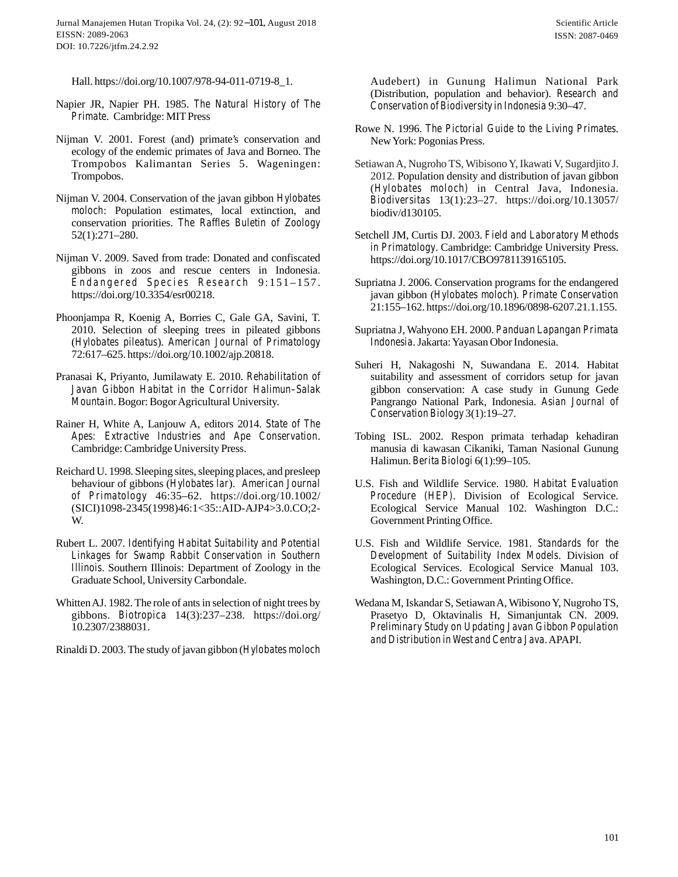Hall. https://doi.org/10.1007/978-94-011-0719-8_1.

Napier JR, Napier PH. 1985. *The Natural History of The Primate*. Cambridge: MIT Press

Nijman V. 2001. Forest (and) primate's conservation and ecology of the endemic primates of Java and Borneo. The Trompobos Kalimantan Series 5. Wageningen: Trompobos.

Nijman V. 2004. Conservation of the javan gibbon *Hylobates moloch*: Population estimates, local extinction, and conservation priorities. *The Raffles Buletin of Zoology* 52(1):271–280.

Nijman V. 2009. Saved from trade: Donated and confiscated gibbons in zoos and rescue centers in Indonesia. *Endangered Species Research* 9:151–157. https://doi.org/10.3354/esr00218.

Phoonjampa R, Koenig A, Borries C, Gale GA, Savini, T. 2010. Selection of sleeping trees in pileated gibbons (*Hylobates pileatus*). *American Journal of Primatology* 72:617–625. https://doi.org/10.1002/ajp.20818.

Pranasai K, Priyanto, Jumilawaty E. 2010. *Rehabilitation of Javan Gibbon Habitat in the Corridor Halimun-Salak Mountain*. Bogor: Bogor Agricultural University.

Rainer H, White A, Lanjouw A, editors 2014. *State of The Apes: Extractive Industries and Ape Conservation*. Cambridge: Cambridge University Press.

Reichard U. 1998. Sleeping sites, sleeping places, and presleep behaviour of gibbons (*Hylobates lar*). *American Journal of Primatology* 46:35–62. https://doi.org/10.1002/(SICI)1098-2345(1998)46:1<35::AID-AJP4>3.0.CO;2-W.

Rubert L. 2007. *Identifying Habitat Suitability and Potential Linkages for Swamp Rabbit Conservation in Southern Illinois*. Southern Illinois: Department of Zoology in the Graduate School, University Carbondale.

Whitten AJ. 1982. The role of ants in selection of night trees by gibbons. *Biotropica* 14(3):237–238. https://doi.org/10.2307/2388031.

Rinaldi D. 2003. The study of javan gibbon (*Hylobates moloch* Audebert) in Gunung Halimun National Park (Distribution, population and behavior). *Research and Conservation of Biodiversity in Indonesia* 9:30–47.

Rowe N. 1996. *The Pictorial Guide to the Living Primates*. New York: Pogonias Press.

Setiawan A, Nugroho TS, Wibisono Y, Ikawati V, Sugardjito J. 2012. Population density and distribution of javan gibbon (*Hylobates moloch*) in Central Java, Indonesia. *Biodiversitas* 13(1):23–27. https://doi.org/10.13057/biodiv/d130105.

Setchell JM, Curtis DJ. 2003. *Field and Laboratory Methods in Primatology*. Cambridge: Cambridge University Press. https://doi.org/10.1017/CBO9781139165105.

Supriatna J. 2006. Conservation programs for the endangered javan gibbon (*Hylobates moloch*). *Primate Conservation* 21:155–162. https://doi.org/10.1896/0898-6207.21.1.155.

Supriatna J, Wahyono EH. 2000. *Panduan Lapangan Primata Indonesia*. Jakarta: Yayasan Obor Indonesia.

Suheri H, Nakagoshi N, Suwandana E. 2014. Habitat suitability and assessment of corridors setup for javan gibbon conservation: A case study in Gunung Gede Pangrango National Park, Indonesia. *Asian Journal of Conservation Biology* 3(1):19–27.

Tobing ISL. 2002. Respon primata terhadap kehadiran manusia di kawasan Cikaniki, Taman Nasional Gunung Halimun. *Berita Biologi* 6(1):99–105.

U.S. Fish and Wildlife Service. 1980. *Habitat Evaluation Procedure (HEP)*. Division of Ecological Service. Ecological Service Manual 102. Washington D.C.: Government Printing Office.

U.S. Fish and Wildlife Service. 1981. *Standards for the Development of Suitability Index Models*. Division of Ecological Services. Ecological Service Manual 103. Washington, D.C.: Government Printing Office.

Wedana M, Iskandar S, Setiawan A, Wibisono Y, Nugroho TS, Prasetyo D, Oktavinalis H, Simanjuntak CN. 2009. *Preliminary Study on Updating Javan Gibbon Population and Distribution in West and Centra Java*. APAPI.